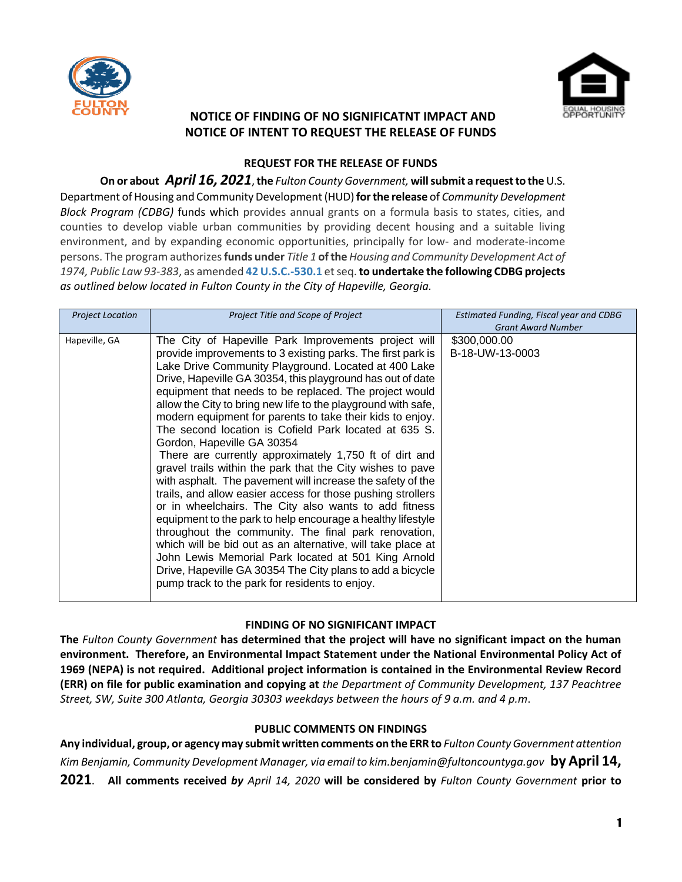# NOTICE OF FINDING OF NO SIGNIFICATNT IMPACT AND NOTICE OF INTENT TO REQUEST THE RELEASE OF FUNDS

## REQUEST FOR THE RELEASE OF FUNDS

**On or about** ***April 16, 2021*****, the** *Fulton County Government,* **will submit a request to the** U.S. Department of Housing and Community Development (HUD) **for the release** of *Community Development Block Program (CDBG)* funds which provides annual grants on a formula basis to states, cities, and counties to develop viable urban communities by providing decent housing and a suitable living environment, and by expanding economic opportunities, principally for low- and moderate-income persons. The program authorizes **funds under** *Title 1* **of the** *Housing and Community Development Act of 1974, Public Law 93-383*, as amended **42 U.S.C.-530.1** et seq. **to undertake the following CDBG projects** *as outlined below located in Fulton County in the City of Hapeville, Georgia.*

| *Project Location* | *Project Title and Scope of Project* | *Estimated Funding, Fiscal year and CDBG Grant Award Number* |
|---|---|---|
| Hapeville, GA | The City of Hapeville Park Improvements project will provide improvements to 3 existing parks. The first park is Lake Drive Community Playground. Located at 400 Lake Drive, Hapeville GA 30354, this playground has out of date equipment that needs to be replaced. The project would allow the City to bring new life to the playground with safe, modern equipment for parents to take their kids to enjoy. The second location is Cofield Park located at 635 S. Gordon, Hapeville GA 30354 There are currently approximately 1,750 ft of dirt and gravel trails within the park that the City wishes to pave with asphalt. The pavement will increase the safety of the trails, and allow easier access for those pushing strollers or in wheelchairs. The City also wants to add fitness equipment to the park to help encourage a healthy lifestyle throughout the community. The final park renovation, which will be bid out as an alternative, will take place at John Lewis Memorial Park located at 501 King Arnold Drive, Hapeville GA 30354 The City plans to add a bicycle pump track to the park for residents to enjoy. | $300,000.00 B-18-UW-13-0003 |

## FINDING OF NO SIGNIFICANT IMPACT

**The** *Fulton County Government* **has determined that the project will have no significant impact on the human environment. Therefore, an Environmental Impact Statement under the National Environmental Policy Act of 1969 (NEPA) is not required. Additional project information is contained in the Environmental Review Record (ERR) on file for public examination and copying at** *the Department of Community Development, 137 Peachtree Street, SW, Suite 300 Atlanta, Georgia 30303 weekdays between the hours of 9 a.m. and 4 p.m*.

## PUBLIC COMMENTS ON FINDINGS

**Any individual, group, or agency may submit written comments on the ERR to** *Fulton County Government attention Kim Benjamin, Community Development Manager, via email to kim.benjamin@fultoncountyga.gov* **by April 14, 2021**. **All comments received** ***by*** *April 14, 2020* **will be considered by** *Fulton County Government* **prior to**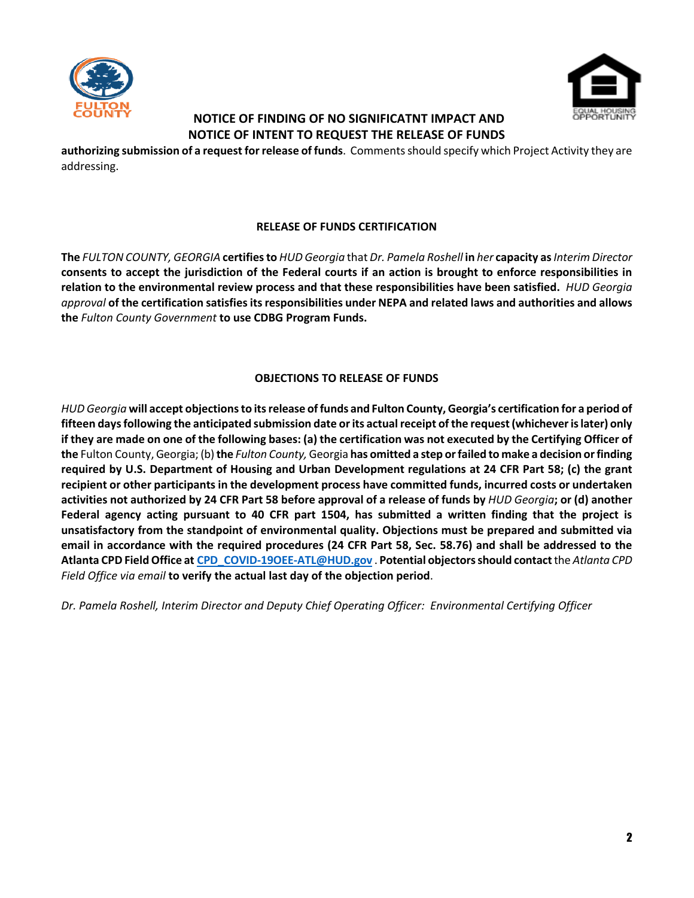# NOTICE OF FINDING OF NO SIGNIFICATNT IMPACT AND NOTICE OF INTENT TO REQUEST THE RELEASE OF FUNDS

**authorizing submission of a request for release of funds**. Comments should specify which Project Activity they are addressing.

## RELEASE OF FUNDS CERTIFICATION

**The** *FULTON COUNTY, GEORGIA* **certifies to** *HUD Georgia* that *Dr. Pamela Roshell* **in** *her* **capacity as** *Interim Director* **consents to accept the jurisdiction of the Federal courts if an action is brought to enforce responsibilities in relation to the environmental review process and that these responsibilities have been satisfied.** *HUD Georgia approval* **of the certification satisfies its responsibilities under NEPA and related laws and authorities and allows the** *Fulton County Government* **to use CDBG Program Funds.**

## OBJECTIONS TO RELEASE OF FUNDS

*HUD Georgia* **will accept objections to its release of funds and Fulton County, Georgia's certification for a period of fifteen days following the anticipated submission date or its actual receipt of the request (whichever is later) only if they are made on one of the following bases: (a) the certification was not executed by the Certifying Officer of the** Fulton County, Georgia; (b) **the** *Fulton County,* Georgia **has omitted a step or failed to make a decision or finding required by U.S. Department of Housing and Urban Development regulations at 24 CFR Part 58; (c) the grant recipient or other participants in the development process have committed funds, incurred costs or undertaken activities not authorized by 24 CFR Part 58 before approval of a release of funds by** *HUD Georgia*; **or (d) another Federal agency acting pursuant to 40 CFR part 1504, has submitted a written finding that the project is unsatisfactory from the standpoint of environmental quality. Objections must be prepared and submitted via email in accordance with the required procedures (24 CFR Part 58, Sec. 58.76) and shall be addressed to the Atlanta CPD Field Office at [CPD_COVID-19OEE-ATL@HUD.gov](mailto:CPD_COVID-19OEE-ATL@HUD.gov) . Potential objectors should contact** the *Atlanta CPD Field Office via email* **to verify the actual last day of the objection period**.

*Dr. Pamela Roshell, Interim Director and Deputy Chief Operating Officer: Environmental Certifying Officer*